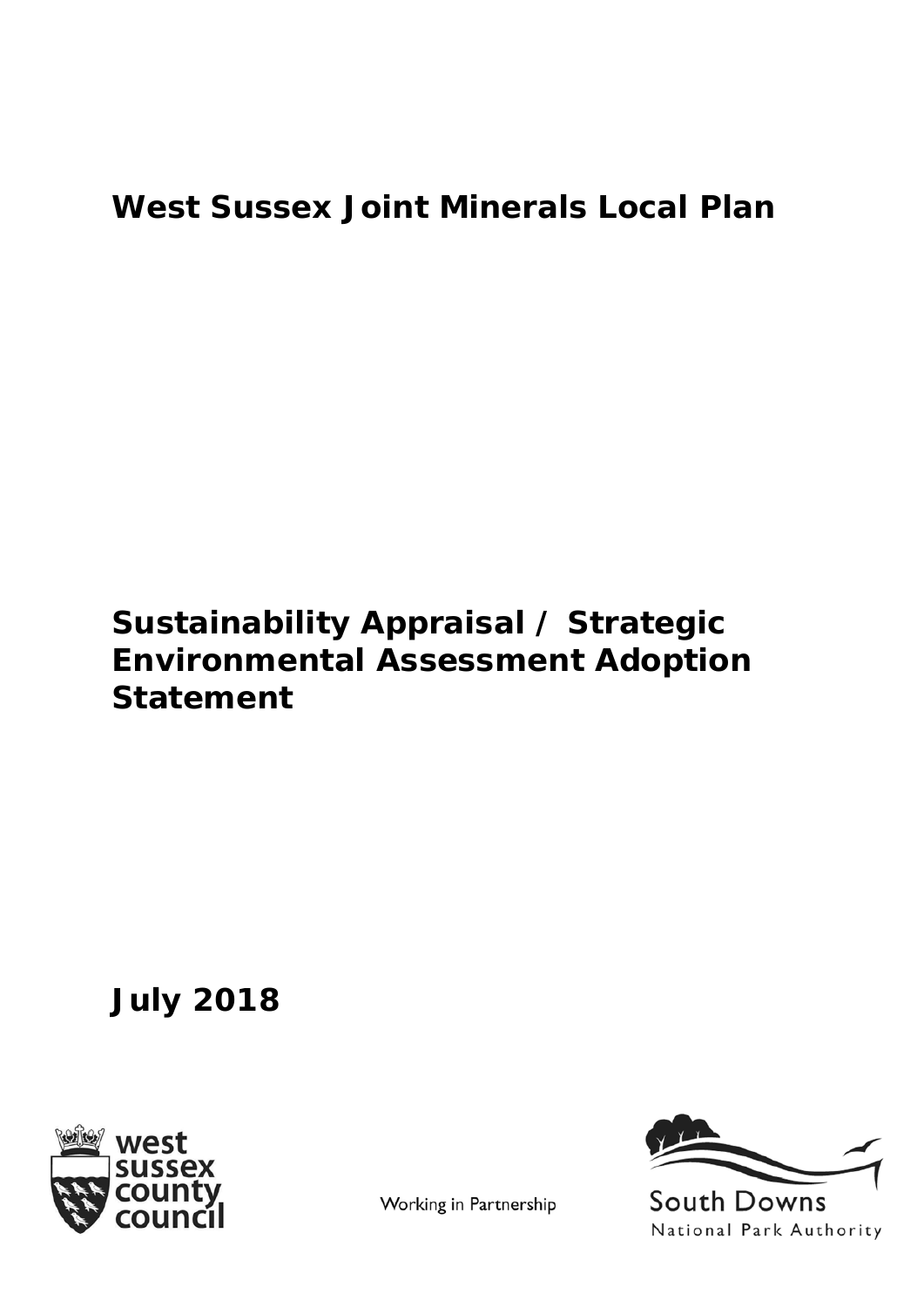# West Sussex Joint Minerals Local Plan

## Sustainability Appraisal / Strategic Environmental Assessment Adoption Statement

**July 2018**

west sussex county council

Working in Partnership

South Downs National Park Authority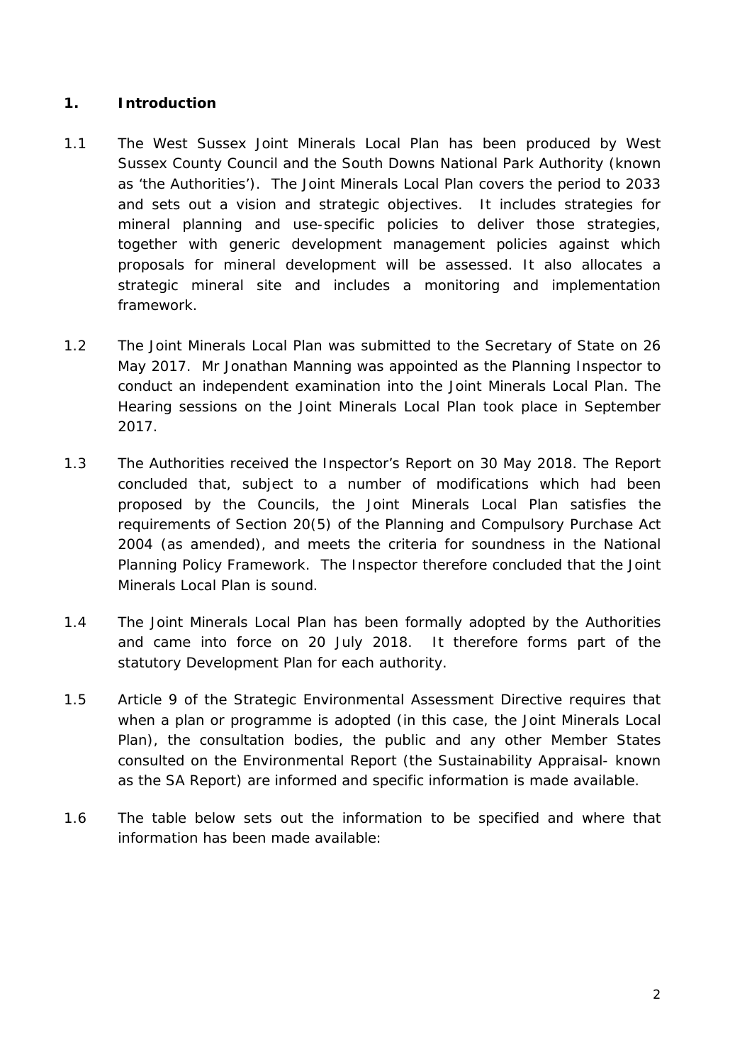## 1. Introduction

1.1 The West Sussex Joint Minerals Local Plan has been produced by West Sussex County Council and the South Downs National Park Authority (known as 'the Authorities'). The Joint Minerals Local Plan covers the period to 2033 and sets out a vision and strategic objectives. It includes strategies for mineral planning and use-specific policies to deliver those strategies, together with generic development management policies against which proposals for mineral development will be assessed. It also allocates a strategic mineral site and includes a monitoring and implementation framework.

1.2 The Joint Minerals Local Plan was submitted to the Secretary of State on 26 May 2017. Mr Jonathan Manning was appointed as the Planning Inspector to conduct an independent examination into the Joint Minerals Local Plan. The Hearing sessions on the Joint Minerals Local Plan took place in September 2017.

1.3 The Authorities received the Inspector's Report on 30 May 2018. The Report concluded that, subject to a number of modifications which had been proposed by the Councils, the Joint Minerals Local Plan satisfies the requirements of Section 20(5) of the Planning and Compulsory Purchase Act 2004 (as amended), and meets the criteria for soundness in the National Planning Policy Framework. The Inspector therefore concluded that the Joint Minerals Local Plan is sound.

1.4 The Joint Minerals Local Plan has been formally adopted by the Authorities and came into force on 20 July 2018. It therefore forms part of the statutory Development Plan for each authority.

1.5 Article 9 of the Strategic Environmental Assessment Directive requires that when a plan or programme is adopted (in this case, the Joint Minerals Local Plan), the consultation bodies, the public and any other Member States consulted on the Environmental Report (the Sustainability Appraisal- known as the SA Report) are informed and specific information is made available.

1.6 The table below sets out the information to be specified and where that information has been made available: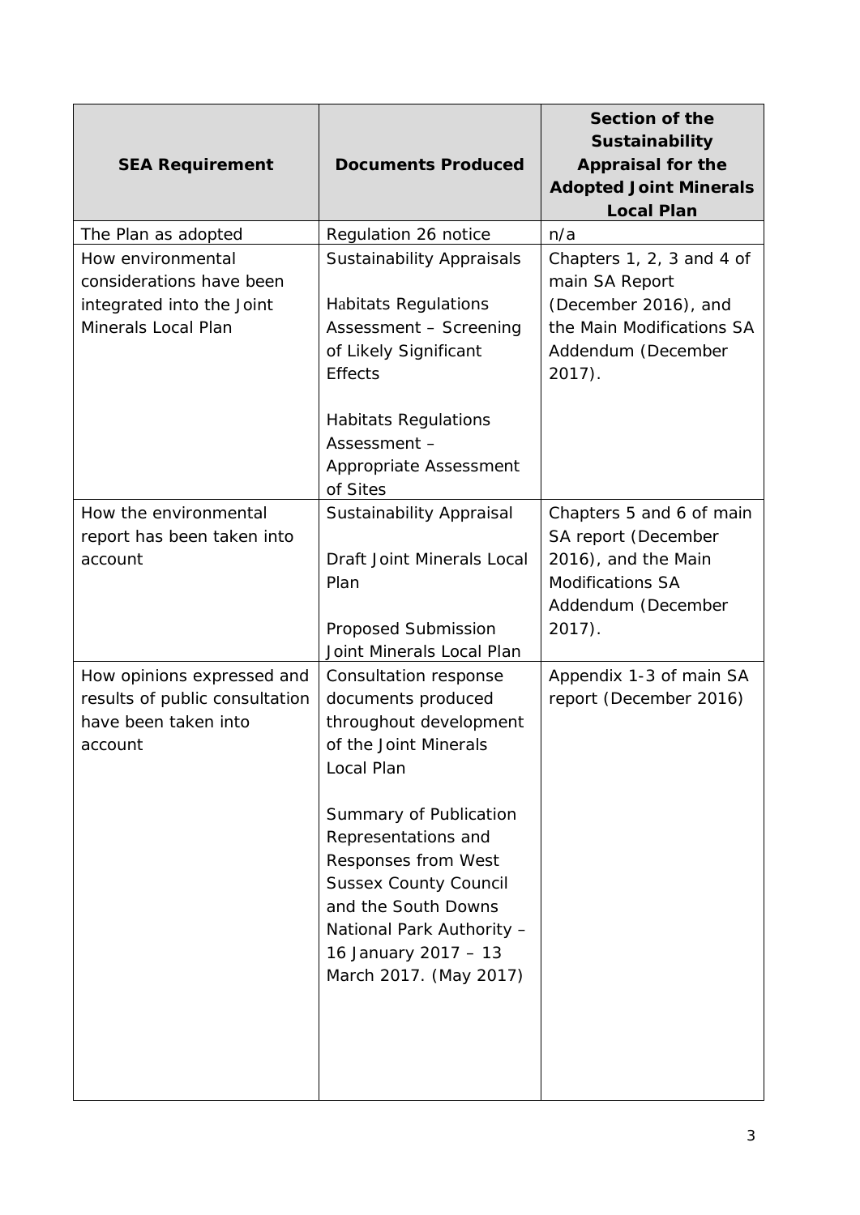| SEA Requirement | Documents Produced | Section of the Sustainability Appraisal for the Adopted Joint Minerals Local Plan |
|---|---|---|
| The Plan as adopted | Regulation 26 notice | n/a |
| How environmental considerations have been integrated into the Joint Minerals Local Plan | Sustainability Appraisals<br><br>Habitats Regulations Assessment – Screening of Likely Significant Effects<br><br>Habitats Regulations Assessment – Appropriate Assessment of Sites | Chapters 1, 2, 3 and 4 of main SA Report (December 2016), and the Main Modifications SA Addendum (December 2017). |
| How the environmental report has been taken into account | Sustainability Appraisal<br><br>Draft Joint Minerals Local Plan<br><br>Proposed Submission Joint Minerals Local Plan | Chapters 5 and 6 of main SA report (December 2016), and the Main Modifications SA Addendum (December 2017). |
| How opinions expressed and results of public consultation have been taken into account | Consultation response documents produced throughout development of the Joint Minerals Local Plan<br><br>Summary of Publication Representations and Responses from West Sussex County Council and the South Downs National Park Authority – 16 January 2017 – 13 March 2017. (May 2017) | Appendix 1-3 of main SA report (December 2016) |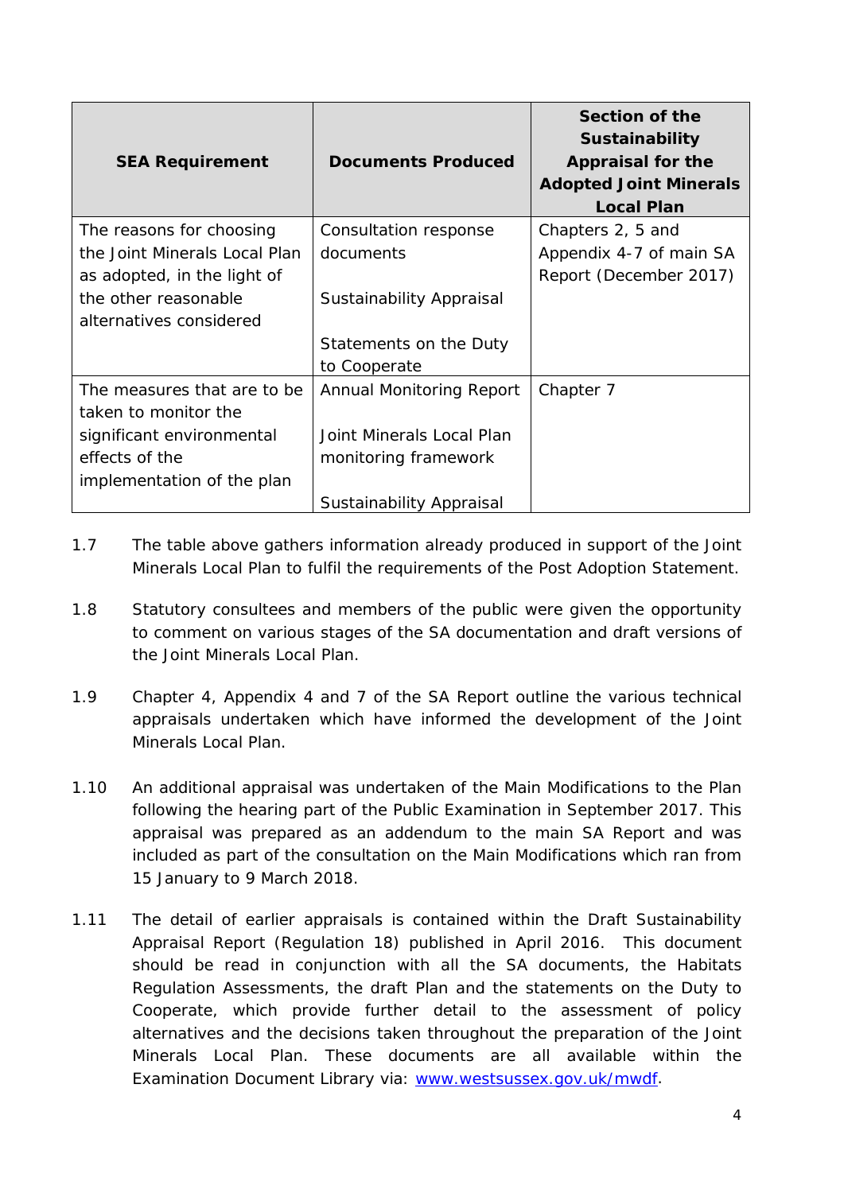| SEA Requirement | Documents Produced | Section of the Sustainability Appraisal for the Adopted Joint Minerals Local Plan |
| --- | --- | --- |
| The reasons for choosing the Joint Minerals Local Plan as adopted, in the light of the other reasonable alternatives considered | Consultation response documents<br><br>Sustainability Appraisal<br><br>Statements on the Duty to Cooperate | Chapters 2, 5 and Appendix 4-7 of main SA Report (December 2017) |
| The measures that are to be taken to monitor the significant environmental effects of the implementation of the plan | Annual Monitoring Report<br><br>Joint Minerals Local Plan monitoring framework<br><br>Sustainability Appraisal | Chapter 7 |

1.7 The table above gathers information already produced in support of the Joint Minerals Local Plan to fulfil the requirements of the Post Adoption Statement.

1.8 Statutory consultees and members of the public were given the opportunity to comment on various stages of the SA documentation and draft versions of the Joint Minerals Local Plan.

1.9 Chapter 4, Appendix 4 and 7 of the SA Report outline the various technical appraisals undertaken which have informed the development of the Joint Minerals Local Plan.

1.10 An additional appraisal was undertaken of the Main Modifications to the Plan following the hearing part of the Public Examination in September 2017. This appraisal was prepared as an addendum to the main SA Report and was included as part of the consultation on the Main Modifications which ran from 15 January to 9 March 2018.

1.11 The detail of earlier appraisals is contained within the Draft Sustainability Appraisal Report (Regulation 18) published in April 2016. This document should be read in conjunction with all the SA documents, the Habitats Regulation Assessments, the draft Plan and the statements on the Duty to Cooperate, which provide further detail to the assessment of policy alternatives and the decisions taken throughout the preparation of the Joint Minerals Local Plan. These documents are all available within the Examination Document Library via: [www.westsussex.gov.uk/mwdf](http://www.westsussex.gov.uk/mwdf).